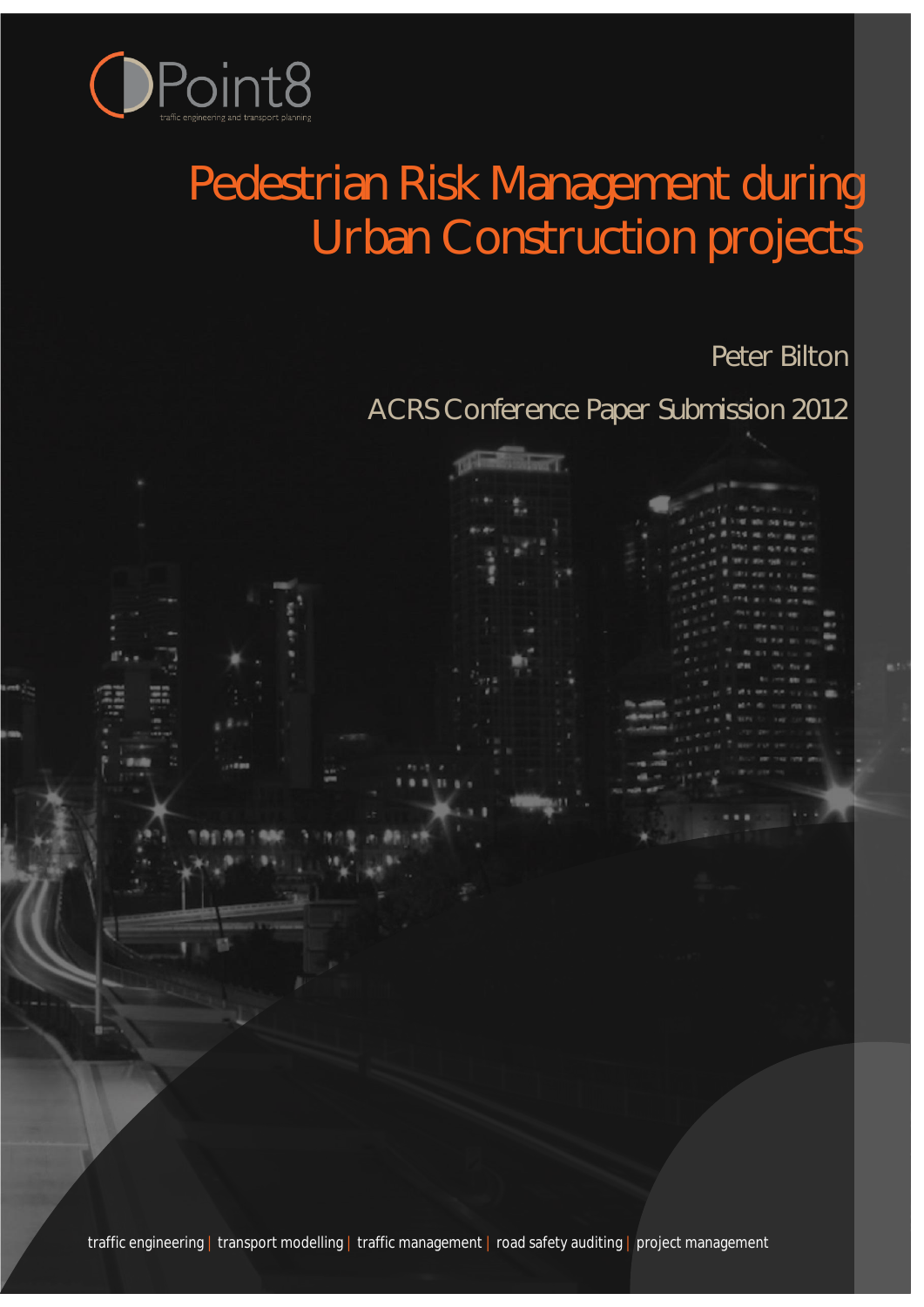Point8

traffic engineering and transport planning

# Pedestrian Risk Management during Urban Construction projects

Peter Bilton

ACRS Conference Paper Submission 2012

traffic engineering | transport modelling | traffic management | road safety auditing | project management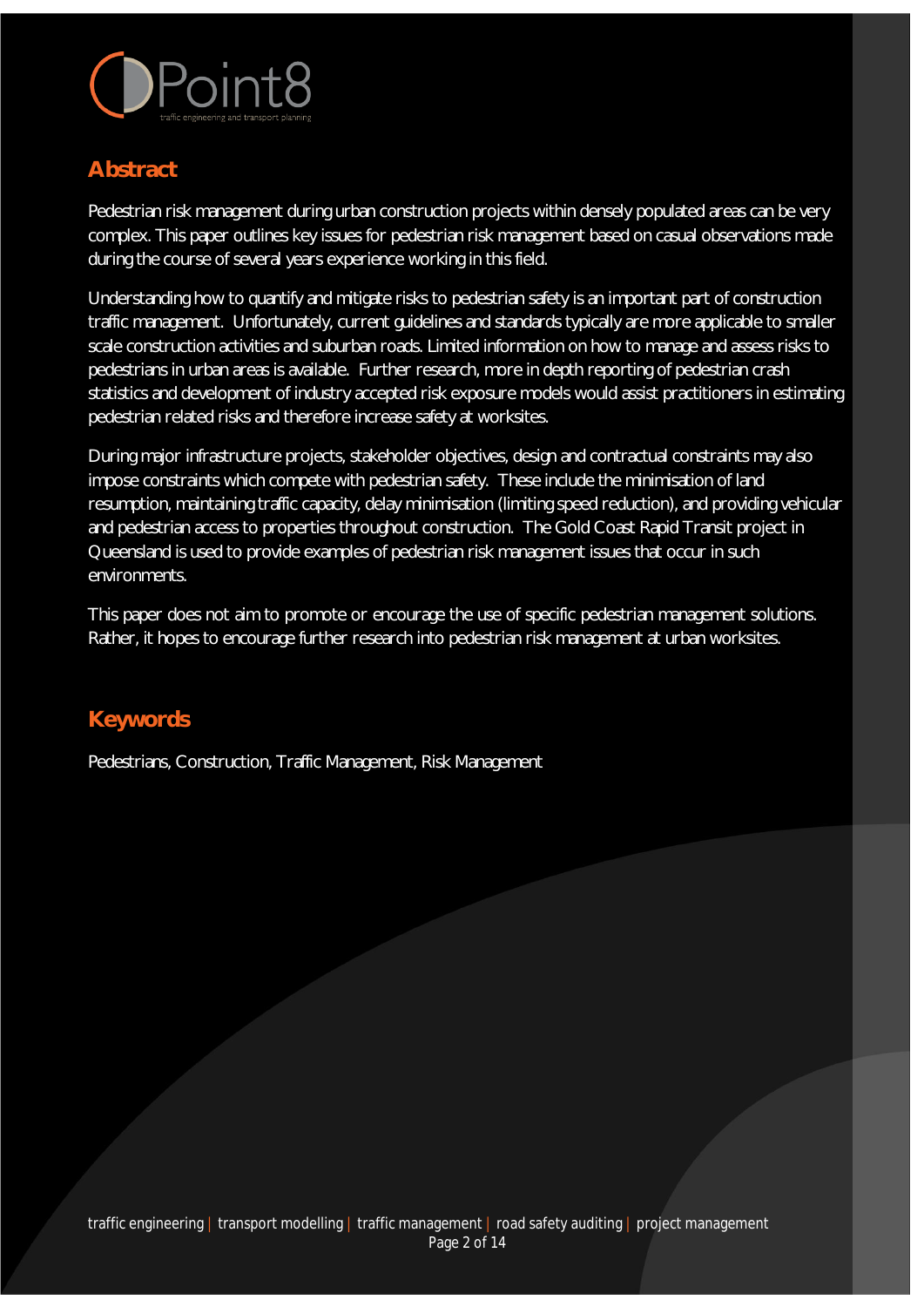## Abstract

Pedestrian risk management during urban construction projects within densely populated areas can be very complex. This paper outlines key issues for pedestrian risk management based on casual observations made during the course of several years experience working in this field.

Understanding how to quantify and mitigate risks to pedestrian safety is an important part of construction traffic management. Unfortunately, current guidelines and standards typically are more applicable to smaller scale construction activities and suburban roads. Limited information on how to manage and assess risks to pedestrians in urban areas is available. Further research, more in depth reporting of pedestrian crash statistics and development of industry accepted risk exposure models would assist practitioners in estimating pedestrian related risks and therefore increase safety at worksites.

During major infrastructure projects, stakeholder objectives, design and contractual constraints may also impose constraints which compete with pedestrian safety. These include the minimisation of land resumption, maintaining traffic capacity, delay minimisation (limiting speed reduction), and providing vehicular and pedestrian access to properties throughout construction. The Gold Coast Rapid Transit project in Queensland is used to provide examples of pedestrian risk management issues that occur in such environments.

This paper does not aim to promote or encourage the use of specific pedestrian management solutions. Rather, it hopes to encourage further research into pedestrian risk management at urban worksites.

## Keywords

Pedestrians, Construction, Traffic Management, Risk Management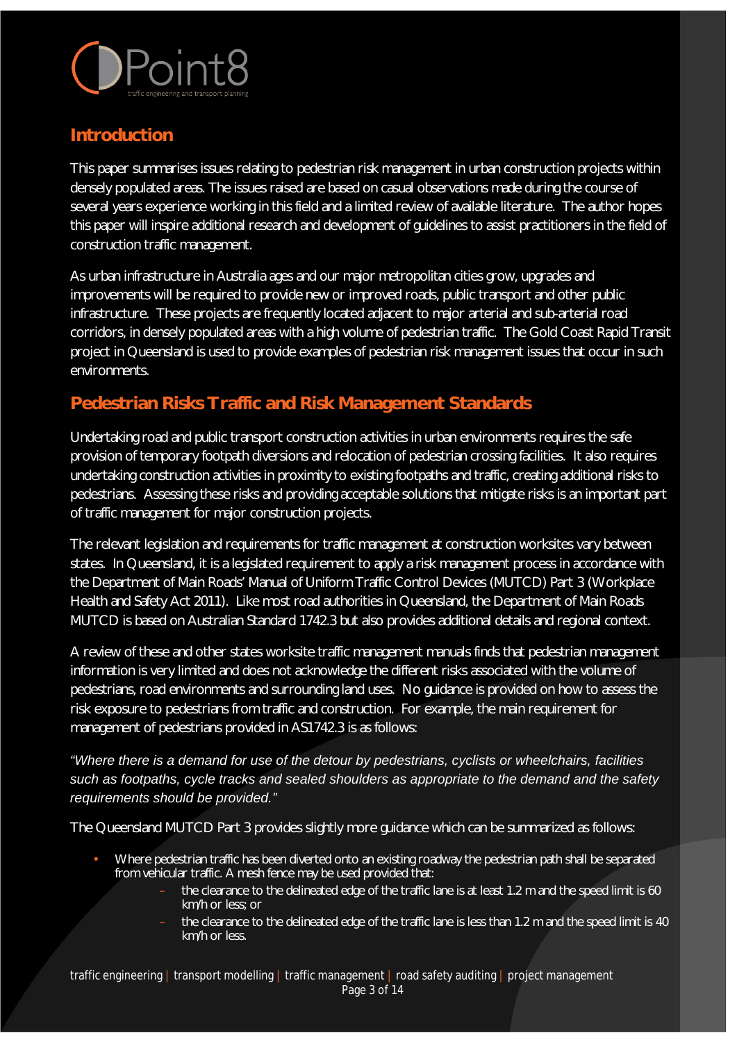## Introduction

This paper summarises issues relating to pedestrian risk management in urban construction projects within densely populated areas. The issues raised are based on casual observations made during the course of several years experience working in this field and a limited review of available literature. The author hopes this paper will inspire additional research and development of guidelines to assist practitioners in the field of construction traffic management.

As urban infrastructure in Australia ages and our major metropolitan cities grow, upgrades and improvements will be required to provide new or improved roads, public transport and other public infrastructure. These projects are frequently located adjacent to major arterial and sub-arterial road corridors, in densely populated areas with a high volume of pedestrian traffic. The Gold Coast Rapid Transit project in Queensland is used to provide examples of pedestrian risk management issues that occur in such environments.

## Pedestrian Risks Traffic and Risk Management Standards

Undertaking road and public transport construction activities in urban environments requires the safe provision of temporary footpath diversions and relocation of pedestrian crossing facilities. It also requires undertaking construction activities in proximity to existing footpaths and traffic, creating additional risks to pedestrians. Assessing these risks and providing acceptable solutions that mitigate risks is an important part of traffic management for major construction projects.

The relevant legislation and requirements for traffic management at construction worksites vary between states. In Queensland, it is a legislated requirement to apply a risk management process in accordance with the Department of Main Roads' Manual of Uniform Traffic Control Devices (MUTCD) Part 3 (Workplace Health and Safety Act 2011). Like most road authorities in Queensland, the Department of Main Roads MUTCD is based on Australian Standard 1742.3 but also provides additional details and regional context.

A review of these and other states worksite traffic management manuals finds that pedestrian management information is very limited and does not acknowledge the different risks associated with the volume of pedestrians, road environments and surrounding land uses. No guidance is provided on how to assess the risk exposure to pedestrians from traffic and construction. For example, the main requirement for management of pedestrians provided in AS1742.3 is as follows:

*"Where there is a demand for use of the detour by pedestrians, cyclists or wheelchairs, facilities such as footpaths, cycle tracks and sealed shoulders as appropriate to the demand and the safety requirements should be provided."*

The Queensland MUTCD Part 3 provides slightly more guidance which can be summarized as follows:

- Where pedestrian traffic has been diverted onto an existing roadway the pedestrian path shall be separated from vehicular traffic. A mesh fence may be used provided that:
  - the clearance to the delineated edge of the traffic lane is at least 1.2 m and the speed limit is 60 km/h or less; or
  - the clearance to the delineated edge of the traffic lane is less than 1.2 m and the speed limit is 40 km/h or less.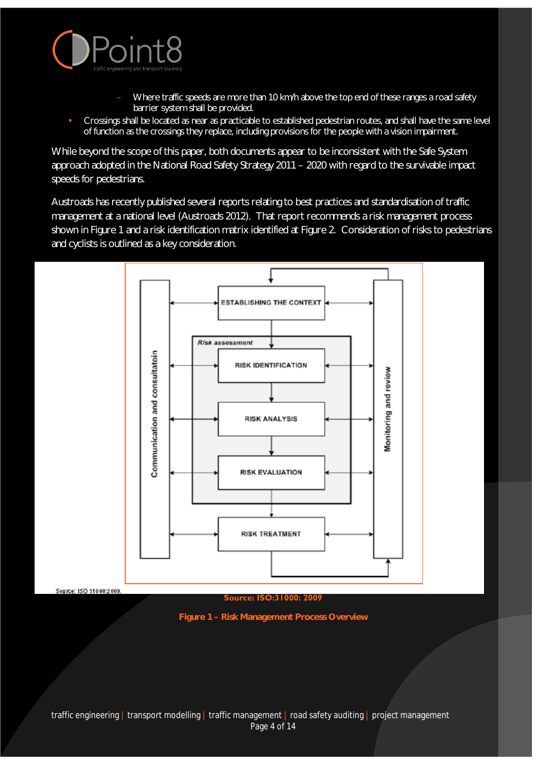- Where traffic speeds are more than 10 km/h above the top end of these ranges a road safety barrier system shall be provided.

- Crossings shall be located as near as practicable to established pedestrian routes, and shall have the same level of function as the crossings they replace, including provisions for the people with a vision impairment.

While beyond the scope of this paper, both documents appear to be inconsistent with the Safe System approach adopted in the National Road Safety Strategy 2011 – 2020 with regard to the survivable impact speeds for pedestrians.

Austroads has recently published several reports relating to best practices and standardisation of traffic management at a national level (Austroads 2012). That report recommends a risk management process shown in Figure 1 and a risk identification matrix identified at Figure 2. Consideration of risks to pedestrians and cyclists is outlined as a key consideration.

Communication and consultatoin

ESTABLISHING THE CONTEXT

*Risk assessment*

RISK IDENTIFICATION

RISK ANALYSIS

RISK EVALUATION

RISK TREATMENT

Monitoring and review

Source: ISO 31000:2009.

**Source: ISO:31000: 2009**

**Figure 1 – Risk Management Process Overview**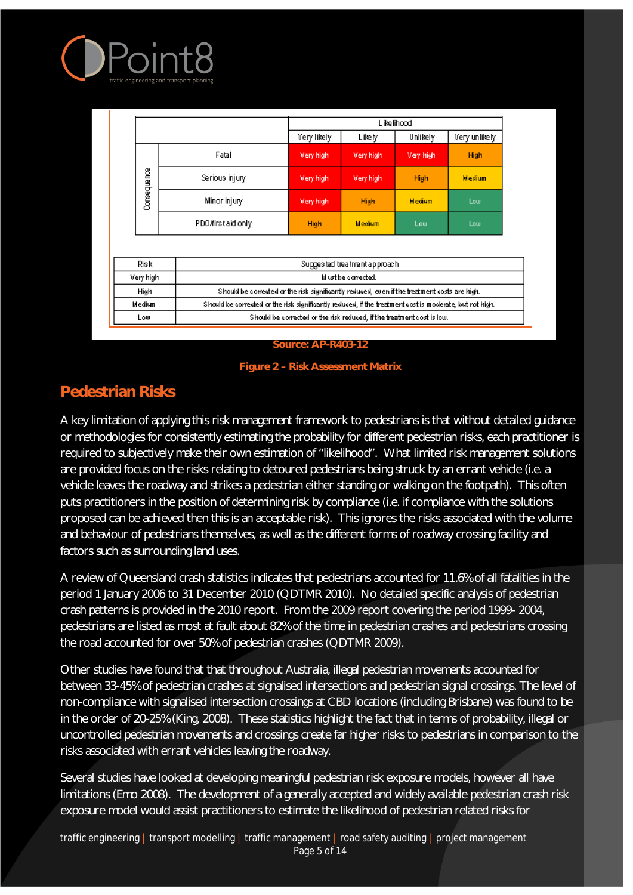| | | Likelihood | | | |
|---|---|---|---|---|---|
| | | Very likely | Likely | Unlikely | Very unlikely |
| Consequence | Fatal | Very high | Very high | Very high | High |
| | Serious injury | Very high | Very high | High | Medium |
| | Minor injury | Very high | High | Medium | Low |
| | PDO/first aid only | High | Medium | Low | Low |

| Risk | Suggested treatment approach |
|---|---|
| Very high | Must be corrected. |
| High | Should be corrected or the risk significantly reduced, even if the treatment costs are high. |
| Medium | Should be corrected or the risk significantly reduced, if the treatment cost is moderate, but not high. |
| Low | Should be corrected or the risk reduced, if the treatment cost is low. |

Source: AP-R403-12

Figure 2 – Risk Assessment Matrix

## Pedestrian Risks

A key limitation of applying this risk management framework to pedestrians is that without detailed guidance or methodologies for consistently estimating the probability for different pedestrian risks, each practitioner is required to subjectively make their own estimation of "likelihood". What limited risk management solutions are provided focus on the risks relating to detoured pedestrians being struck by an errant vehicle (i.e. a vehicle leaves the roadway and strikes a pedestrian either standing or walking on the footpath). This often puts practitioners in the position of determining risk by compliance (i.e. if compliance with the solutions proposed can be achieved then this is an acceptable risk). This ignores the risks associated with the volume and behaviour of pedestrians themselves, as well as the different forms of roadway crossing facility and factors such as surrounding land uses.

A review of Queensland crash statistics indicates that pedestrians accounted for 11.6% of all fatalities in the period 1 January 2006 to 31 December 2010 (QDTMR 2010). No detailed specific analysis of pedestrian crash patterns is provided in the 2010 report. From the 2009 report covering the period 1999- 2004, pedestrians are listed as most at fault about 82% of the time in pedestrian crashes and pedestrians crossing the road accounted for over 50% of pedestrian crashes (QDTMR 2009).

Other studies have found that that throughout Australia, illegal pedestrian movements accounted for between 33-45% of pedestrian crashes at signalised intersections and pedestrian signal crossings. The level of non-compliance with signalised intersection crossings at CBD locations (including Brisbane) was found to be in the order of 20-25% (King, 2008). These statistics highlight the fact that in terms of probability, illegal or uncontrolled pedestrian movements and crossings create far higher risks to pedestrians in comparison to the risks associated with errant vehicles leaving the roadway.

Several studies have looked at developing meaningful pedestrian risk exposure models, however all have limitations (Emo 2008). The development of a generally accepted and widely available pedestrian crash risk exposure model would assist practitioners to estimate the likelihood of pedestrian related risks for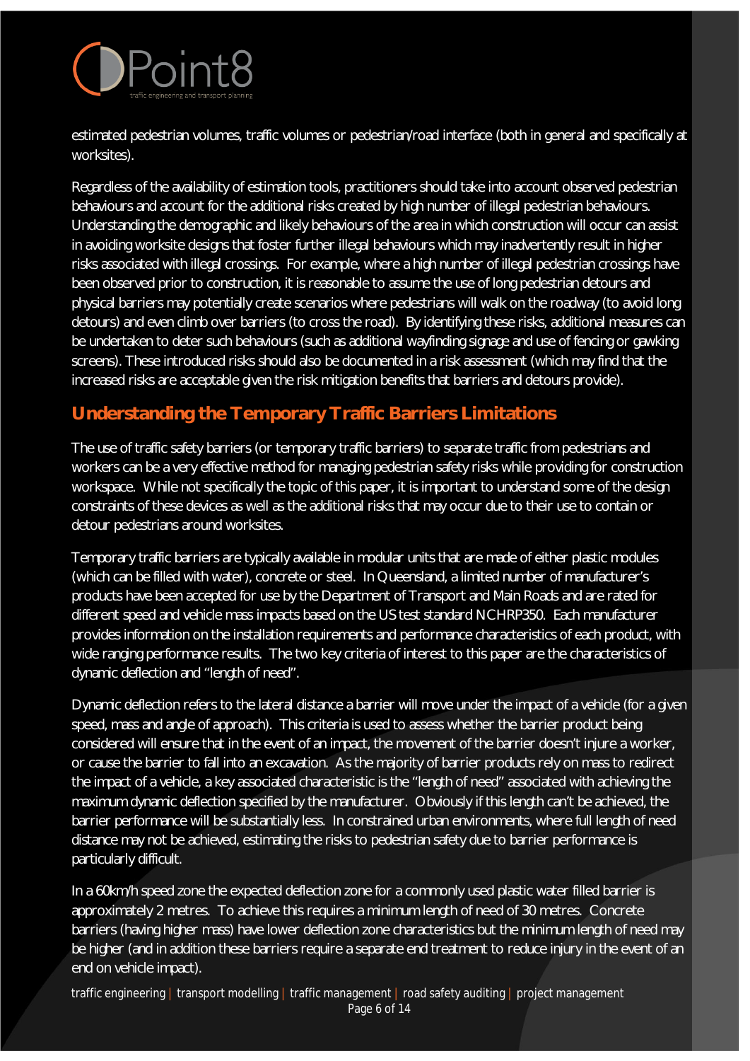estimated pedestrian volumes, traffic volumes or pedestrian/road interface (both in general and specifically at worksites).

Regardless of the availability of estimation tools, practitioners should take into account observed pedestrian behaviours and account for the additional risks created by high number of illegal pedestrian behaviours. Understanding the demographic and likely behaviours of the area in which construction will occur can assist in avoiding worksite designs that foster further illegal behaviours which may inadvertently result in higher risks associated with illegal crossings. For example, where a high number of illegal pedestrian crossings have been observed prior to construction, it is reasonable to assume the use of long pedestrian detours and physical barriers may potentially create scenarios where pedestrians will walk on the roadway (to avoid long detours) and even climb over barriers (to cross the road). By identifying these risks, additional measures can be undertaken to deter such behaviours (such as additional wayfinding signage and use of fencing or gawking screens). These introduced risks should also be documented in a risk assessment (which may find that the increased risks are acceptable given the risk mitigation benefits that barriers and detours provide).

## Understanding the Temporary Traffic Barriers Limitations

The use of traffic safety barriers (or temporary traffic barriers) to separate traffic from pedestrians and workers can be a very effective method for managing pedestrian safety risks while providing for construction workspace. While not specifically the topic of this paper, it is important to understand some of the design constraints of these devices as well as the additional risks that may occur due to their use to contain or detour pedestrians around worksites.

Temporary traffic barriers are typically available in modular units that are made of either plastic modules (which can be filled with water), concrete or steel. In Queensland, a limited number of manufacturer's products have been accepted for use by the Department of Transport and Main Roads and are rated for different speed and vehicle mass impacts based on the US test standard NCHRP350. Each manufacturer provides information on the installation requirements and performance characteristics of each product, with wide ranging performance results. The two key criteria of interest to this paper are the characteristics of dynamic deflection and "length of need".

Dynamic deflection refers to the lateral distance a barrier will move under the impact of a vehicle (for a given speed, mass and angle of approach). This criteria is used to assess whether the barrier product being considered will ensure that in the event of an impact, the movement of the barrier doesn't injure a worker, or cause the barrier to fall into an excavation. As the majority of barrier products rely on mass to redirect the impact of a vehicle, a key associated characteristic is the "length of need" associated with achieving the maximum dynamic deflection specified by the manufacturer. Obviously if this length can't be achieved, the barrier performance will be substantially less. In constrained urban environments, where full length of need distance may not be achieved, estimating the risks to pedestrian safety due to barrier performance is particularly difficult.

In a 60km/h speed zone the expected deflection zone for a commonly used plastic water filled barrier is approximately 2 metres. To achieve this requires a minimum length of need of 30 metres. Concrete barriers (having higher mass) have lower deflection zone characteristics but the minimum length of need may be higher (and in addition these barriers require a separate end treatment to reduce injury in the event of an end on vehicle impact).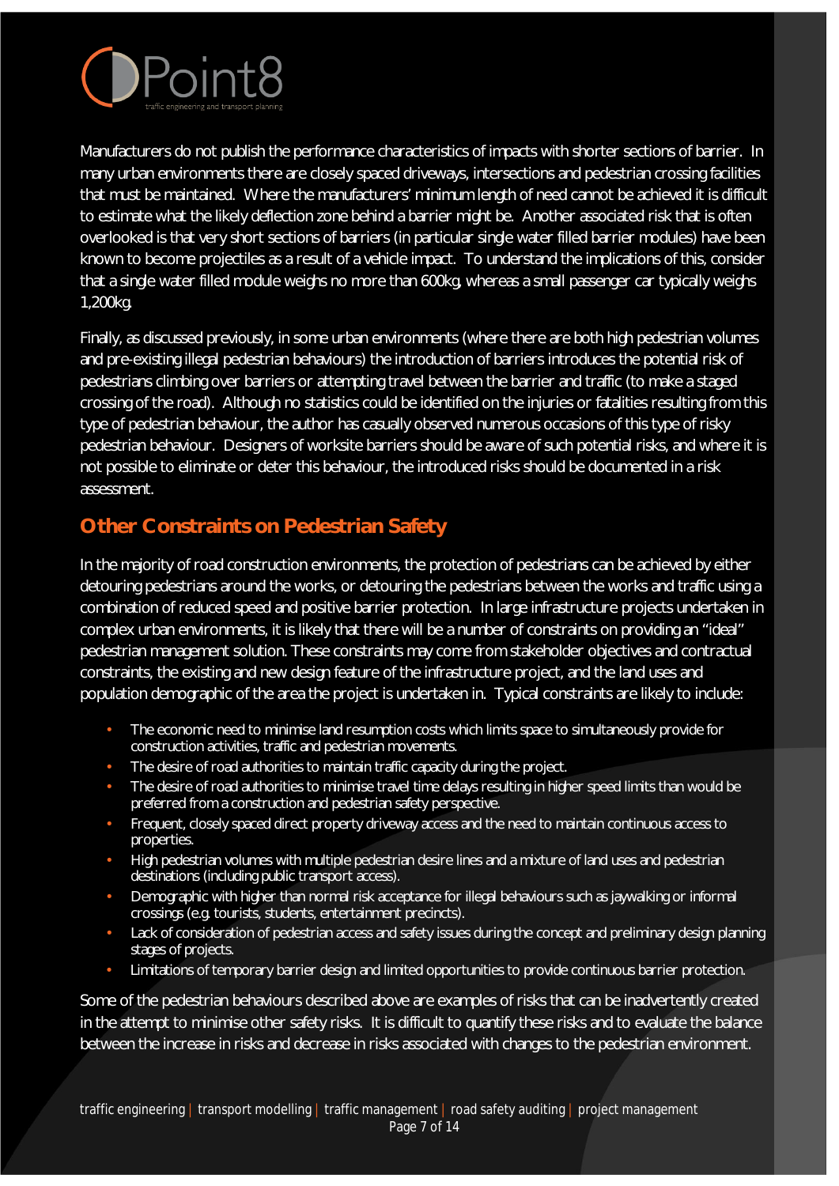Manufacturers do not publish the performance characteristics of impacts with shorter sections of barrier. In many urban environments there are closely spaced driveways, intersections and pedestrian crossing facilities that must be maintained. Where the manufacturers' minimum length of need cannot be achieved it is difficult to estimate what the likely deflection zone behind a barrier might be. Another associated risk that is often overlooked is that very short sections of barriers (in particular single water filled barrier modules) have been known to become projectiles as a result of a vehicle impact. To understand the implications of this, consider that a single water filled module weighs no more than 600kg, whereas a small passenger car typically weighs 1,200kg.

Finally, as discussed previously, in some urban environments (where there are both high pedestrian volumes and pre-existing illegal pedestrian behaviours) the introduction of barriers introduces the potential risk of pedestrians climbing over barriers or attempting travel between the barrier and traffic (to make a staged crossing of the road). Although no statistics could be identified on the injuries or fatalities resulting from this type of pedestrian behaviour, the author has casually observed numerous occasions of this type of risky pedestrian behaviour. Designers of worksite barriers should be aware of such potential risks, and where it is not possible to eliminate or deter this behaviour, the introduced risks should be documented in a risk assessment.

## Other Constraints on Pedestrian Safety

In the majority of road construction environments, the protection of pedestrians can be achieved by either detouring pedestrians around the works, or detouring the pedestrians between the works and traffic using a combination of reduced speed and positive barrier protection. In large infrastructure projects undertaken in complex urban environments, it is likely that there will be a number of constraints on providing an "ideal" pedestrian management solution. These constraints may come from stakeholder objectives and contractual constraints, the existing and new design feature of the infrastructure project, and the land uses and population demographic of the area the project is undertaken in. Typical constraints are likely to include:

- The economic need to minimise land resumption costs which limits space to simultaneously provide for construction activities, traffic and pedestrian movements.
- The desire of road authorities to maintain traffic capacity during the project.
- The desire of road authorities to minimise travel time delays resulting in higher speed limits than would be preferred from a construction and pedestrian safety perspective.
- Frequent, closely spaced direct property driveway access and the need to maintain continuous access to properties.
- High pedestrian volumes with multiple pedestrian desire lines and a mixture of land uses and pedestrian destinations (including public transport access).
- Demographic with higher than normal risk acceptance for illegal behaviours such as jaywalking or informal crossings (e.g. tourists, students, entertainment precincts).
- Lack of consideration of pedestrian access and safety issues during the concept and preliminary design planning stages of projects.
- Limitations of temporary barrier design and limited opportunities to provide continuous barrier protection.

Some of the pedestrian behaviours described above are examples of risks that can be inadvertently created in the attempt to minimise other safety risks. It is difficult to quantify these risks and to evaluate the balance between the increase in risks and decrease in risks associated with changes to the pedestrian environment.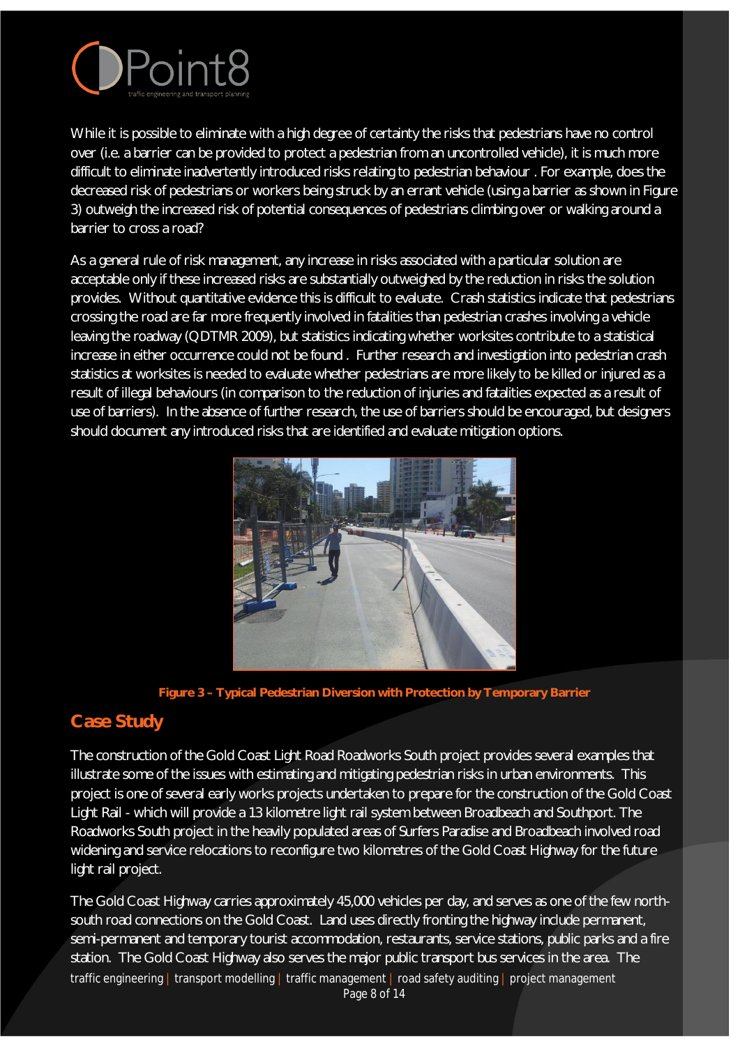While it is possible to eliminate with a high degree of certainty the risks that pedestrians have no control over (i.e. a barrier can be provided to protect a pedestrian from an uncontrolled vehicle), it is much more difficult to eliminate inadvertently introduced risks relating to pedestrian behaviour . For example, does the decreased risk of pedestrians or workers being struck by an errant vehicle (using a barrier as shown in Figure 3) outweigh the increased risk of potential consequences of pedestrians climbing over or walking around a barrier to cross a road?

As a general rule of risk management, any increase in risks associated with a particular solution are acceptable only if these increased risks are substantially outweighed by the reduction in risks the solution provides. Without quantitative evidence this is difficult to evaluate. Crash statistics indicate that pedestrians crossing the road are far more frequently involved in fatalities than pedestrian crashes involving a vehicle leaving the roadway (QDTMR 2009), but statistics indicating whether worksites contribute to a statistical increase in either occurrence could not be found . Further research and investigation into pedestrian crash statistics at worksites is needed to evaluate whether pedestrians are more likely to be killed or injured as a result of illegal behaviours (in comparison to the reduction of injuries and fatalities expected as a result of use of barriers). In the absence of further research, the use of barriers should be encouraged, but designers should document any introduced risks that are identified and evaluate mitigation options.

**Figure 3 – Typical Pedestrian Diversion with Protection by Temporary Barrier**

## Case Study

The construction of the Gold Coast Light Road Roadworks South project provides several examples that illustrate some of the issues with estimating and mitigating pedestrian risks in urban environments. This project is one of several early works projects undertaken to prepare for the construction of the Gold Coast Light Rail - which will provide a 13 kilometre light rail system between Broadbeach and Southport. The Roadworks South project in the heavily populated areas of Surfers Paradise and Broadbeach involved road widening and service relocations to reconfigure two kilometres of the Gold Coast Highway for the future light rail project.

The Gold Coast Highway carries approximately 45,000 vehicles per day, and serves as one of the few north-south road connections on the Gold Coast. Land uses directly fronting the highway include permanent, semi-permanent and temporary tourist accommodation, restaurants, service stations, public parks and a fire station. The Gold Coast Highway also serves the major public transport bus services in the area. The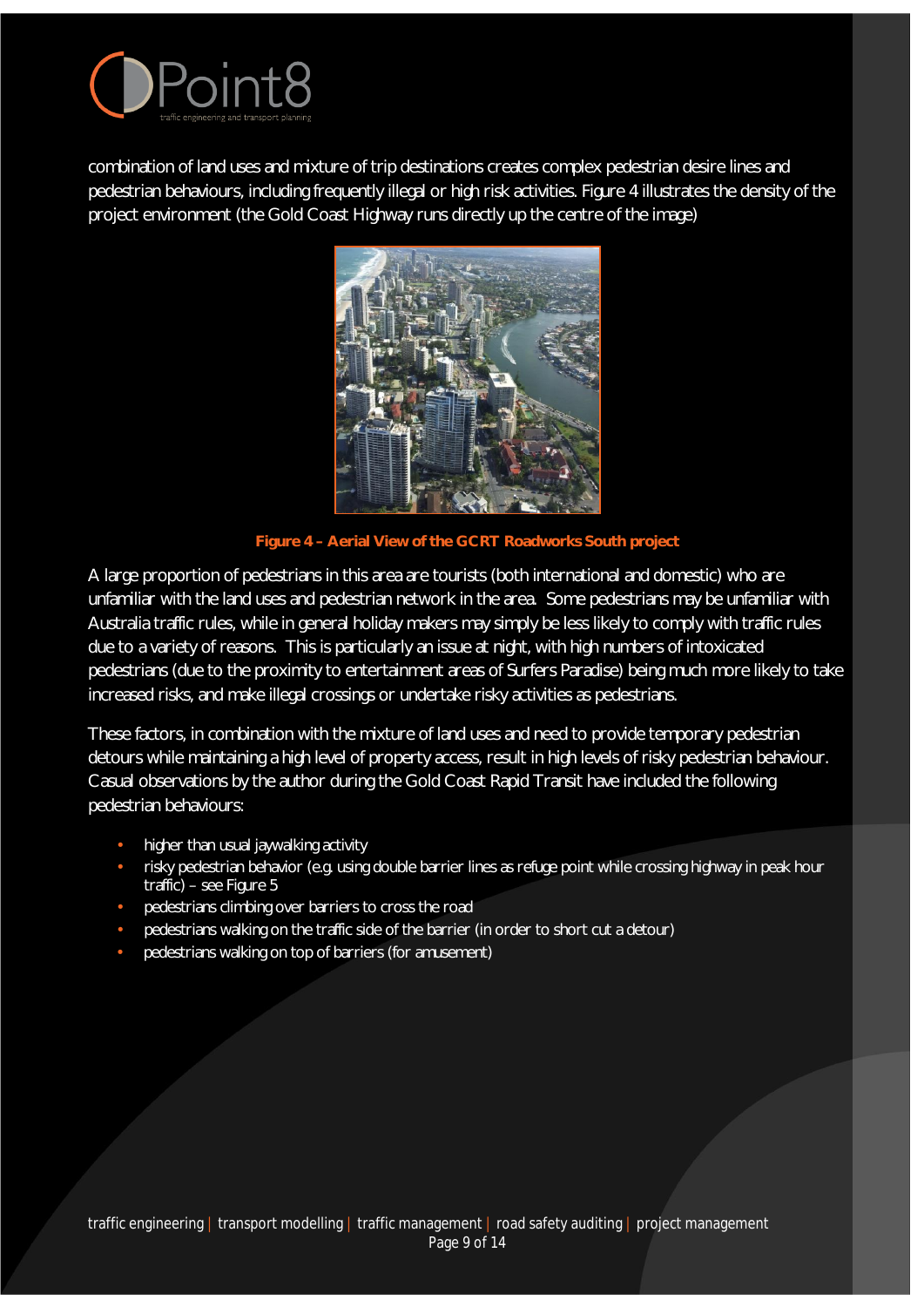combination of land uses and mixture of trip destinations creates complex pedestrian desire lines and pedestrian behaviours, including frequently illegal or high risk activities. Figure 4 illustrates the density of the project environment (the Gold Coast Highway runs directly up the centre of the image)

**Figure 4 – Aerial View of the GCRT Roadworks South project**

A large proportion of pedestrians in this area are tourists (both international and domestic) who are unfamiliar with the land uses and pedestrian network in the area. Some pedestrians may be unfamiliar with Australia traffic rules, while in general holiday makers may simply be less likely to comply with traffic rules due to a variety of reasons. This is particularly an issue at night, with high numbers of intoxicated pedestrians (due to the proximity to entertainment areas of Surfers Paradise) being much more likely to take increased risks, and make illegal crossings or undertake risky activities as pedestrians.

These factors, in combination with the mixture of land uses and need to provide temporary pedestrian detours while maintaining a high level of property access, result in high levels of risky pedestrian behaviour. Casual observations by the author during the Gold Coast Rapid Transit have included the following pedestrian behaviours:

- higher than usual jaywalking activity
- risky pedestrian behavior (e.g. using double barrier lines as refuge point while crossing highway in peak hour traffic) – see Figure 5
- pedestrians climbing over barriers to cross the road
- pedestrians walking on the traffic side of the barrier (in order to short cut a detour)
- pedestrians walking on top of barriers (for amusement)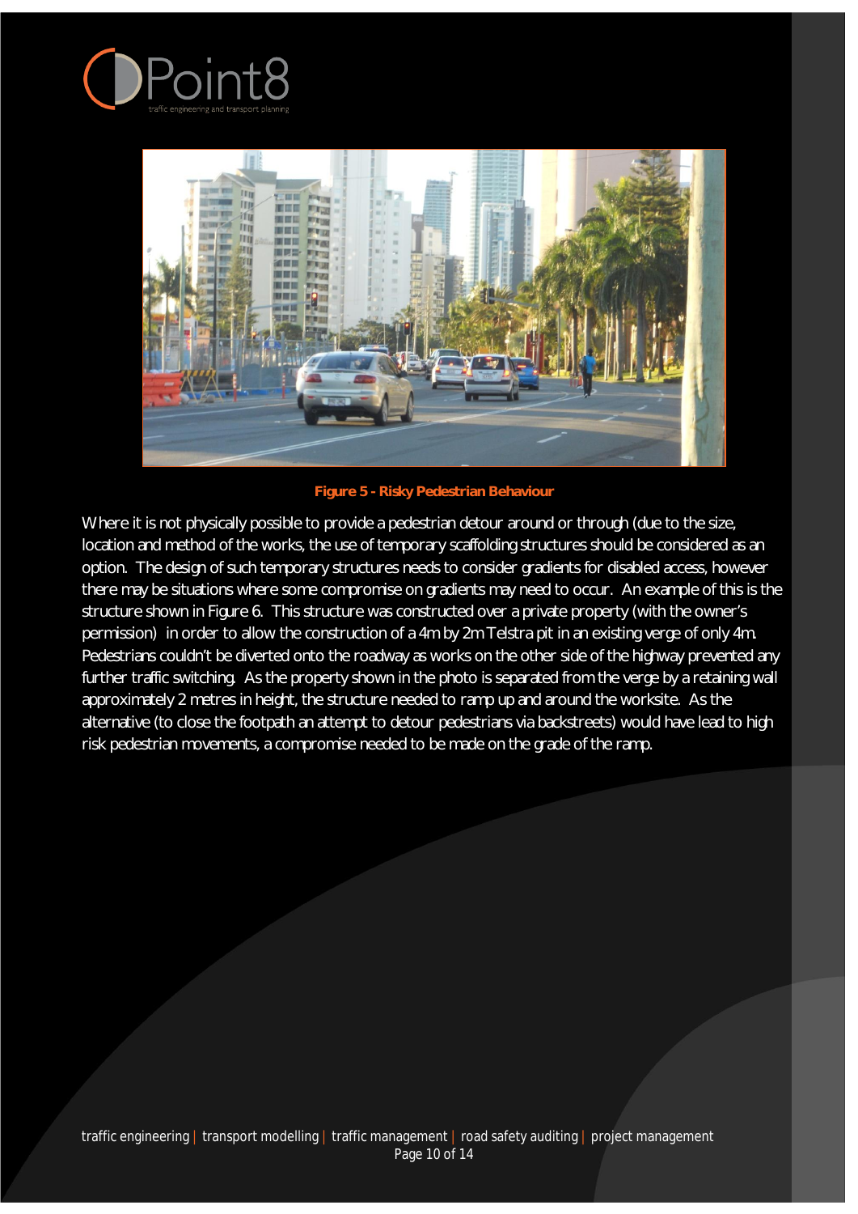**Figure 5 - Risky Pedestrian Behaviour**

Where it is not physically possible to provide a pedestrian detour around or through (due to the size, location and method of the works, the use of temporary scaffolding structures should be considered as an option. The design of such temporary structures needs to consider gradients for disabled access, however there may be situations where some compromise on gradients may need to occur. An example of this is the structure shown in Figure 6. This structure was constructed over a private property (with the owner's permission) in order to allow the construction of a 4m by 2m Telstra pit in an existing verge of only 4m. Pedestrians couldn't be diverted onto the roadway as works on the other side of the highway prevented any further traffic switching. As the property shown in the photo is separated from the verge by a retaining wall approximately 2 metres in height, the structure needed to ramp up and around the worksite. As the alternative (to close the footpath an attempt to detour pedestrians via backstreets) would have lead to high risk pedestrian movements, a compromise needed to be made on the grade of the ramp.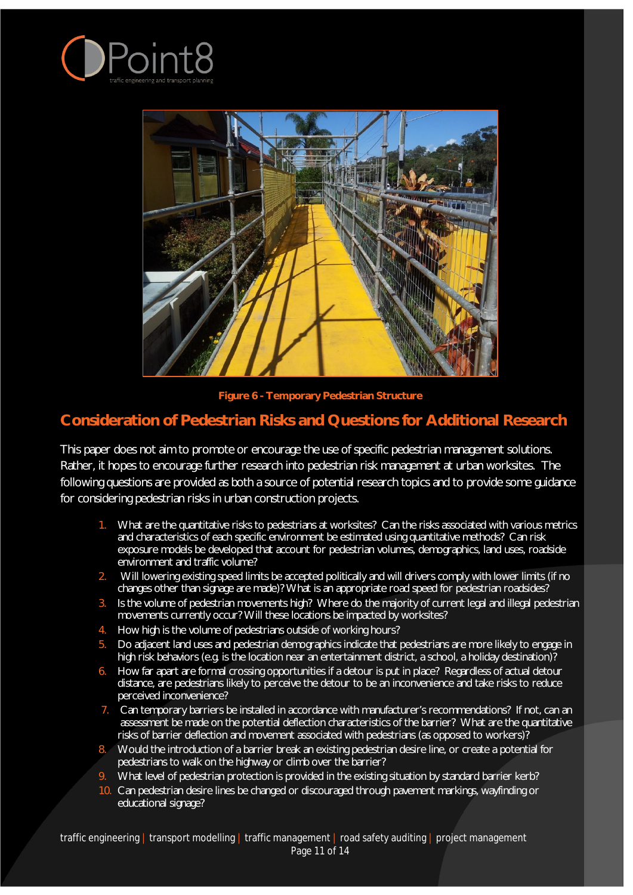Figure 6 - Temporary Pedestrian Structure

## Consideration of Pedestrian Risks and Questions for Additional Research

This paper does not aim to promote or encourage the use of specific pedestrian management solutions. Rather, it hopes to encourage further research into pedestrian risk management at urban worksites. The following questions are provided as both a source of potential research topics and to provide some guidance for considering pedestrian risks in urban construction projects.

1. What are the quantitative risks to pedestrians at worksites? Can the risks associated with various metrics and characteristics of each specific environment be estimated using quantitative methods? Can risk exposure models be developed that account for pedestrian volumes, demographics, land uses, roadside environment and traffic volume?
2. Will lowering existing speed limits be accepted politically and will drivers comply with lower limits (if no changes other than signage are made)? What is an appropriate road speed for pedestrian roadsides?
3. Is the volume of pedestrian movements high? Where do the majority of current legal and illegal pedestrian movements currently occur? Will these locations be impacted by worksites?
4. How high is the volume of pedestrians outside of working hours?
5. Do adjacent land uses and pedestrian demographics indicate that pedestrians are more likely to engage in high risk behaviors (e.g. is the location near an entertainment district, a school, a holiday destination)?
6. How far apart are formal crossing opportunities if a detour is put in place? Regardless of actual detour distance, are pedestrians likely to perceive the detour to be an inconvenience and take risks to reduce perceived inconvenience?
7. Can temporary barriers be installed in accordance with manufacturer's recommendations? If not, can an assessment be made on the potential deflection characteristics of the barrier? What are the quantitative risks of barrier deflection and movement associated with pedestrians (as opposed to workers)?
8. Would the introduction of a barrier break an existing pedestrian desire line, or create a potential for pedestrians to walk on the highway or climb over the barrier?
9. What level of pedestrian protection is provided in the existing situation by standard barrier kerb?
10. Can pedestrian desire lines be changed or discouraged through pavement markings, wayfinding or educational signage?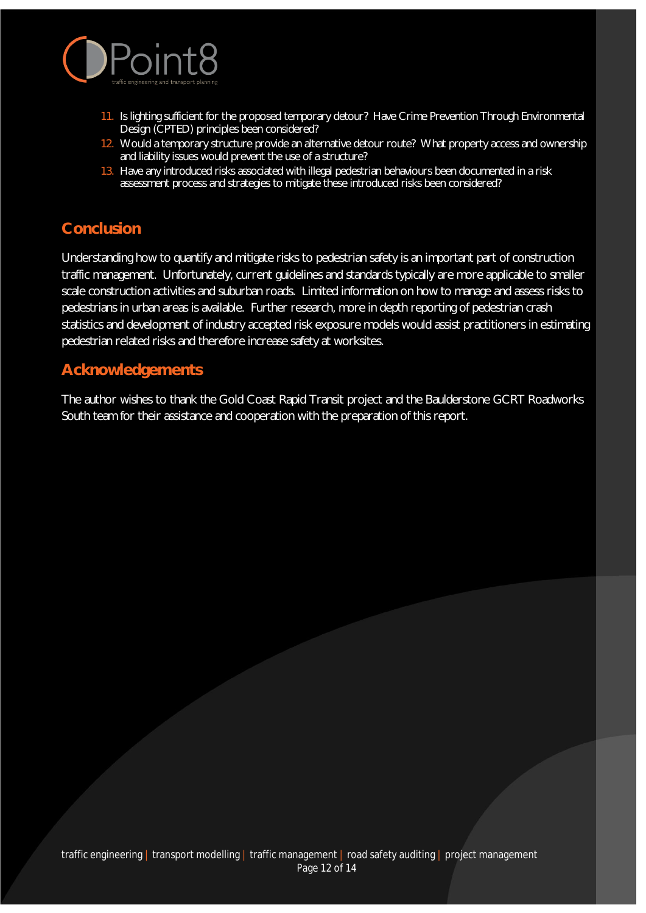11. Is lighting sufficient for the proposed temporary detour? Have Crime Prevention Through Environmental Design (CPTED) principles been considered?
12. Would a temporary structure provide an alternative detour route? What property access and ownership and liability issues would prevent the use of a structure?
13. Have any introduced risks associated with illegal pedestrian behaviours been documented in a risk assessment process and strategies to mitigate these introduced risks been considered?

## Conclusion

Understanding how to quantify and mitigate risks to pedestrian safety is an important part of construction traffic management. Unfortunately, current guidelines and standards typically are more applicable to smaller scale construction activities and suburban roads. Limited information on how to manage and assess risks to pedestrians in urban areas is available. Further research, more in depth reporting of pedestrian crash statistics and development of industry accepted risk exposure models would assist practitioners in estimating pedestrian related risks and therefore increase safety at worksites.

## Acknowledgements

The author wishes to thank the Gold Coast Rapid Transit project and the Baulderstone GCRT Roadworks South team for their assistance and cooperation with the preparation of this report.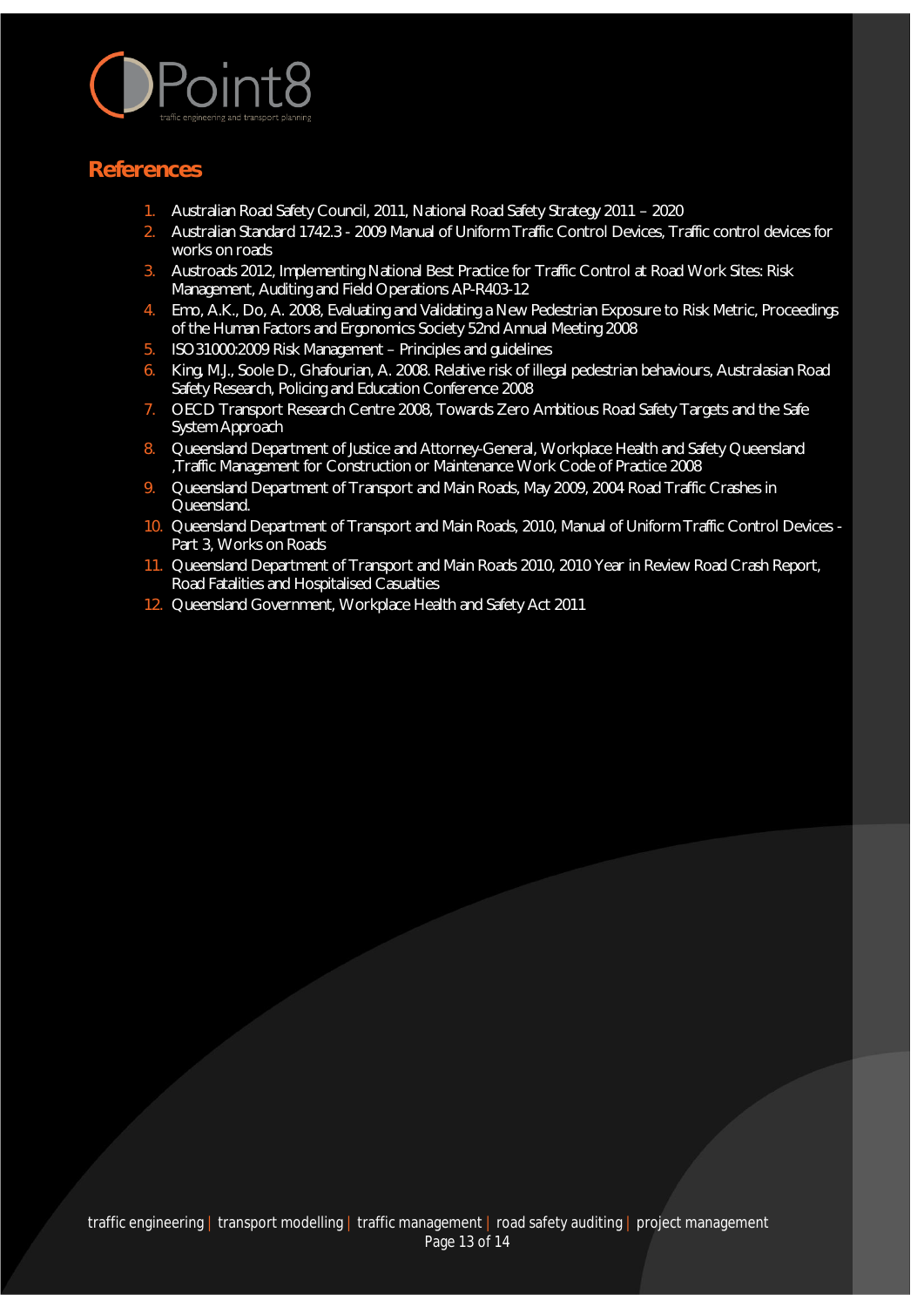## References

1. Australian Road Safety Council, 2011, National Road Safety Strategy 2011 – 2020
2. Australian Standard 1742.3 - 2009 Manual of Uniform Traffic Control Devices, Traffic control devices for works on roads
3. Austroads 2012, Implementing National Best Practice for Traffic Control at Road Work Sites: Risk Management, Auditing and Field Operations AP-R403-12
4. Emo, A.K., Do, A. 2008, Evaluating and Validating a New Pedestrian Exposure to Risk Metric, Proceedings of the Human Factors and Ergonomics Society 52nd Annual Meeting 2008
5. ISO 31000:2009 Risk Management – Principles and guidelines
6. King, M.J., Soole D., Ghafourian, A. 2008. Relative risk of illegal pedestrian behaviours, Australasian Road Safety Research, Policing and Education Conference 2008
7. OECD Transport Research Centre 2008, Towards Zero Ambitious Road Safety Targets and the Safe System Approach
8. Queensland Department of Justice and Attorney-General, Workplace Health and Safety Queensland ,Traffic Management for Construction or Maintenance Work Code of Practice 2008
9. Queensland Department of Transport and Main Roads, May 2009, 2004 Road Traffic Crashes in Queensland.
10. Queensland Department of Transport and Main Roads, 2010, Manual of Uniform Traffic Control Devices - Part 3, Works on Roads
11. Queensland Department of Transport and Main Roads 2010, 2010 Year in Review Road Crash Report, Road Fatalities and Hospitalised Casualties
12. Queensland Government, Workplace Health and Safety Act 2011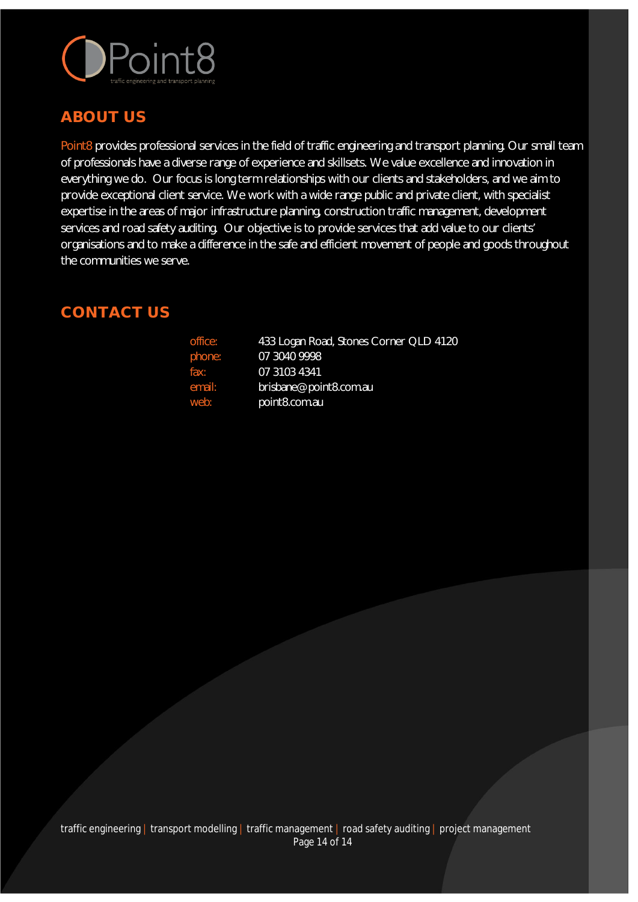Point8

traffic engineering and transport planning

## ABOUT US

Point8 provides professional services in the field of traffic engineering and transport planning. Our small team of professionals have a diverse range of experience and skillsets. We value excellence and innovation in everything we do. Our focus is long term relationships with our clients and stakeholders, and we aim to provide exceptional client service. We work with a wide range public and private client, with specialist expertise in the areas of major infrastructure planning, construction traffic management, development services and road safety auditing. Our objective is to provide services that add value to our clients' organisations and to make a difference in the safe and efficient movement of people and goods throughout the communities we serve.

## CONTACT US

| | |
|---|---|
| office: | 433 Logan Road, Stones Corner QLD 4120 |
| phone: | 07 3040 9998 |
| fax: | 07 3103 4341 |
| email: | brisbane@point8.com.au |
| web: | point8.com.au |

traffic engineering | transport modelling | traffic management | road safety auditing | project management